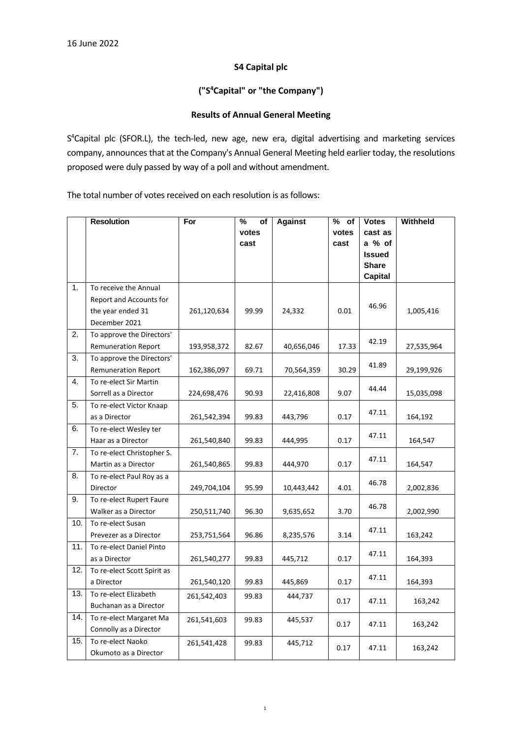16 June 2022

**S4 Capital plc**

**("S[4]Capital" or "the Company")**

**Results of Annual General Meeting**

S[4]Capital plc (SFOR.L), the tech-led, new age, new era, digital advertising and marketing services company, announces that at the Company's Annual General Meeting held earlier today, the resolutions proposed were duly passed by way of a poll and without amendment.

The total number of votes received on each resolution is as follows:

| | Resolution | For | % of votes cast | Against | % of votes cast | Votes cast as a % of Issued Share Capital | Withheld |
|---|---|---|---|---|---|---|---|
| 1. | To receive the Annual Report and Accounts for the year ended 31 December 2021 | 261,120,634 | 99.99 | 24,332 | 0.01 | 46.96 | 1,005,416 |
| 2. | To approve the Directors' Remuneration Report | 193,958,372 | 82.67 | 40,656,046 | 17.33 | 42.19 | 27,535,964 |
| 3. | To approve the Directors' Remuneration Report | 162,386,097 | 69.71 | 70,564,359 | 30.29 | 41.89 | 29,199,926 |
| 4. | To re-elect Sir Martin Sorrell as a Director | 224,698,476 | 90.93 | 22,416,808 | 9.07 | 44.44 | 15,035,098 |
| 5. | To re-elect Victor Knaap as a Director | 261,542,394 | 99.83 | 443,796 | 0.17 | 47.11 | 164,192 |
| 6. | To re-elect Wesley ter Haar as a Director | 261,540,840 | 99.83 | 444,995 | 0.17 | 47.11 | 164,547 |
| 7. | To re-elect Christopher S. Martin as a Director | 261,540,865 | 99.83 | 444,970 | 0.17 | 47.11 | 164,547 |
| 8. | To re-elect Paul Roy as a Director | 249,704,104 | 95.99 | 10,443,442 | 4.01 | 46.78 | 2,002,836 |
| 9. | To re-elect Rupert Faure Walker as a Director | 250,511,740 | 96.30 | 9,635,652 | 3.70 | 46.78 | 2,002,990 |
| 10. | To re-elect Susan Prevezer as a Director | 253,751,564 | 96.86 | 8,235,576 | 3.14 | 47.11 | 163,242 |
| 11. | To re-elect Daniel Pinto as a Director | 261,540,277 | 99.83 | 445,712 | 0.17 | 47.11 | 164,393 |
| 12. | To re-elect Scott Spirit as a Director | 261,540,120 | 99.83 | 445,869 | 0.17 | 47.11 | 164,393 |
| 13. | To re-elect Elizabeth Buchanan as a Director | 261,542,403 | 99.83 | 444,737 | 0.17 | 47.11 | 163,242 |
| 14. | To re-elect Margaret Ma Connolly as a Director | 261,541,603 | 99.83 | 445,537 | 0.17 | 47.11 | 163,242 |
| 15. | To re-elect Naoko Okumoto as a Director | 261,541,428 | 99.83 | 445,712 | 0.17 | 47.11 | 163,242 |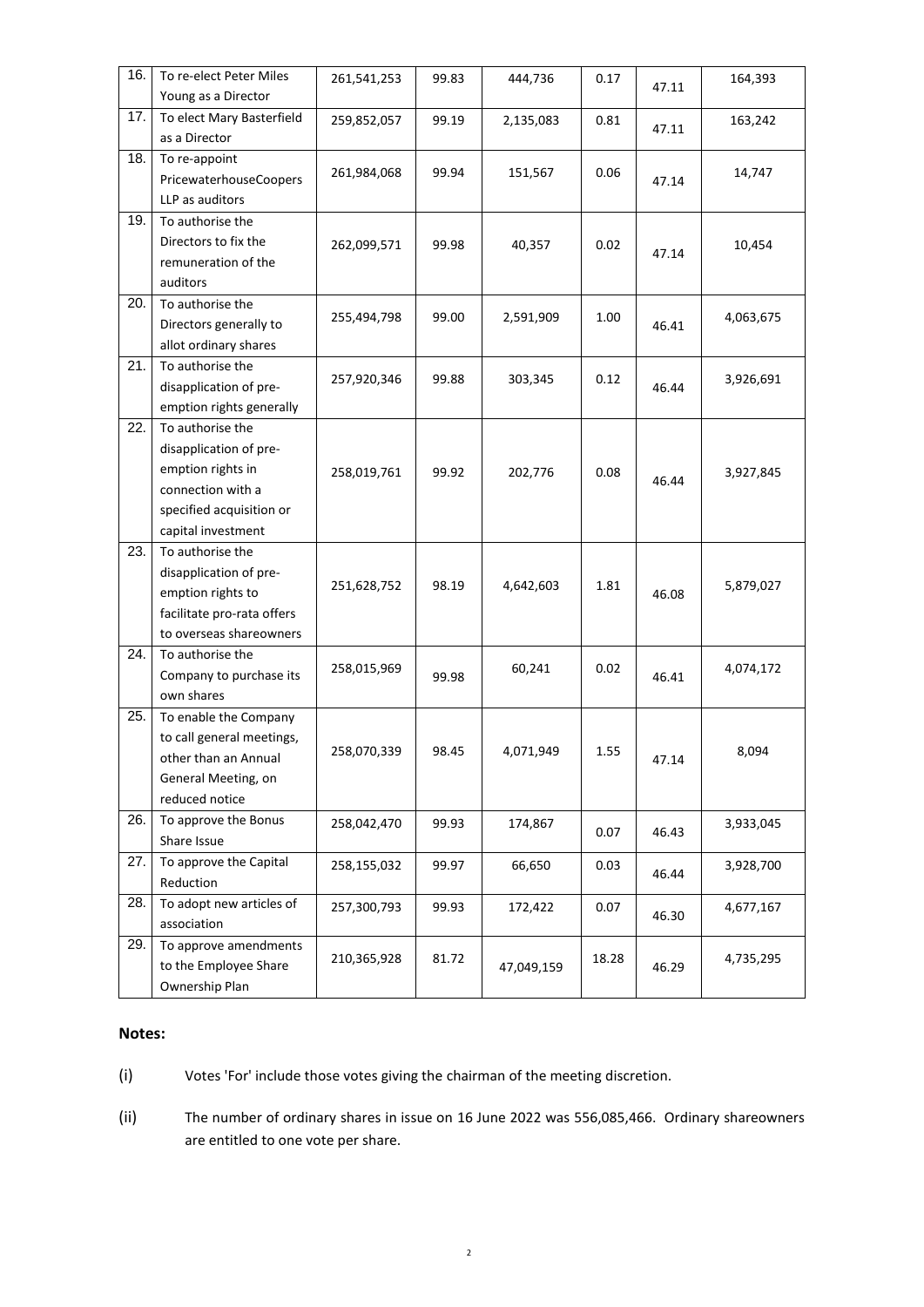| 16. | To re-elect Peter Miles Young as a Director | 261,541,253 | 99.83 | 444,736 | 0.17 | 47.11 | 164,393 |
|---|---|---|---|---|---|---|---|
| 17. | To elect Mary Basterfield as a Director | 259,852,057 | 99.19 | 2,135,083 | 0.81 | 47.11 | 163,242 |
| 18. | To re-appoint PricewaterhouseCoopers LLP as auditors | 261,984,068 | 99.94 | 151,567 | 0.06 | 47.14 | 14,747 |
| 19. | To authorise the Directors to fix the remuneration of the auditors | 262,099,571 | 99.98 | 40,357 | 0.02 | 47.14 | 10,454 |
| 20. | To authorise the Directors generally to allot ordinary shares | 255,494,798 | 99.00 | 2,591,909 | 1.00 | 46.41 | 4,063,675 |
| 21. | To authorise the disapplication of pre-emption rights generally | 257,920,346 | 99.88 | 303,345 | 0.12 | 46.44 | 3,926,691 |
| 22. | To authorise the disapplication of pre-emption rights in connection with a specified acquisition or capital investment | 258,019,761 | 99.92 | 202,776 | 0.08 | 46.44 | 3,927,845 |
| 23. | To authorise the disapplication of pre-emption rights to facilitate pro-rata offers to overseas shareowners | 251,628,752 | 98.19 | 4,642,603 | 1.81 | 46.08 | 5,879,027 |
| 24. | To authorise the Company to purchase its own shares | 258,015,969 | 99.98 | 60,241 | 0.02 | 46.41 | 4,074,172 |
| 25. | To enable the Company to call general meetings, other than an Annual General Meeting, on reduced notice | 258,070,339 | 98.45 | 4,071,949 | 1.55 | 47.14 | 8,094 |
| 26. | To approve the Bonus Share Issue | 258,042,470 | 99.93 | 174,867 | 0.07 | 46.43 | 3,933,045 |
| 27. | To approve the Capital Reduction | 258,155,032 | 99.97 | 66,650 | 0.03 | 46.44 | 3,928,700 |
| 28. | To adopt new articles of association | 257,300,793 | 99.93 | 172,422 | 0.07 | 46.30 | 4,677,167 |
| 29. | To approve amendments to the Employee Share Ownership Plan | 210,365,928 | 81.72 | 47,049,159 | 18.28 | 46.29 | 4,735,295 |

**Notes:**

(i) Votes 'For' include those votes giving the chairman of the meeting discretion.

(ii) The number of ordinary shares in issue on 16 June 2022 was 556,085,466. Ordinary shareowners are entitled to one vote per share.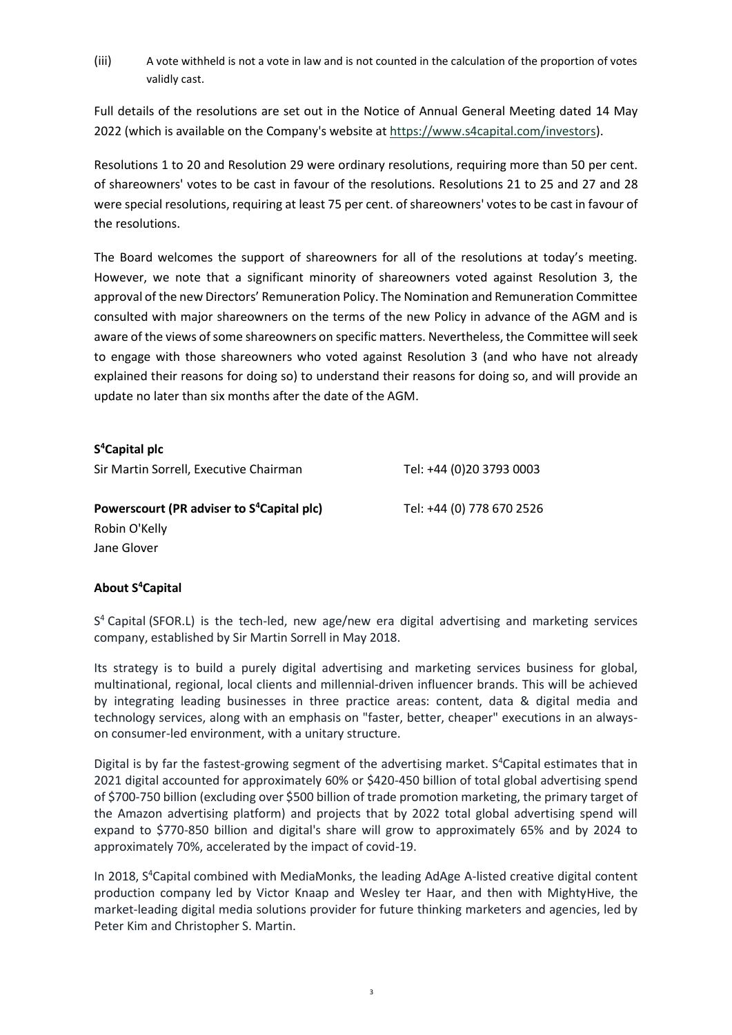(iii) A vote withheld is not a vote in law and is not counted in the calculation of the proportion of votes validly cast.

Full details of the resolutions are set out in the Notice of Annual General Meeting dated 14 May 2022 (which is available on the Company's website at https://www.s4capital.com/investors).

Resolutions 1 to 20 and Resolution 29 were ordinary resolutions, requiring more than 50 per cent. of shareowners' votes to be cast in favour of the resolutions. Resolutions 21 to 25 and 27 and 28 were special resolutions, requiring at least 75 per cent. of shareowners' votes to be cast in favour of the resolutions.

The Board welcomes the support of shareowners for all of the resolutions at today's meeting. However, we note that a significant minority of shareowners voted against Resolution 3, the approval of the new Directors' Remuneration Policy. The Nomination and Remuneration Committee consulted with major shareowners on the terms of the new Policy in advance of the AGM and is aware of the views of some shareowners on specific matters. Nevertheless, the Committee will seek to engage with those shareowners who voted against Resolution 3 (and who have not already explained their reasons for doing so) to understand their reasons for doing so, and will provide an update no later than six months after the date of the AGM.

**S[4]Capital plc**

Sir Martin Sorrell, Executive Chairman — Tel: +44 (0)20 3793 0003

**Powerscourt (PR adviser to S[4]Capital plc)** — Tel: +44 (0) 778 670 2526

Robin O'Kelly

Jane Glover

**About S[4]Capital**

S[4] Capital (SFOR.L) is the tech-led, new age/new era digital advertising and marketing services company, established by Sir Martin Sorrell in May 2018.

Its strategy is to build a purely digital advertising and marketing services business for global, multinational, regional, local clients and millennial-driven influencer brands. This will be achieved by integrating leading businesses in three practice areas: content, data & digital media and technology services, along with an emphasis on "faster, better, cheaper" executions in an always-on consumer-led environment, with a unitary structure.

Digital is by far the fastest-growing segment of the advertising market. S[4]Capital estimates that in 2021 digital accounted for approximately 60% or $420-450 billion of total global advertising spend of $700-750 billion (excluding over $500 billion of trade promotion marketing, the primary target of the Amazon advertising platform) and projects that by 2022 total global advertising spend will expand to $770-850 billion and digital's share will grow to approximately 65% and by 2024 to approximately 70%, accelerated by the impact of covid-19.

In 2018, S[4]Capital combined with MediaMonks, the leading AdAge A-listed creative digital content production company led by Victor Knaap and Wesley ter Haar, and then with MightyHive, the market-leading digital media solutions provider for future thinking marketers and agencies, led by Peter Kim and Christopher S. Martin.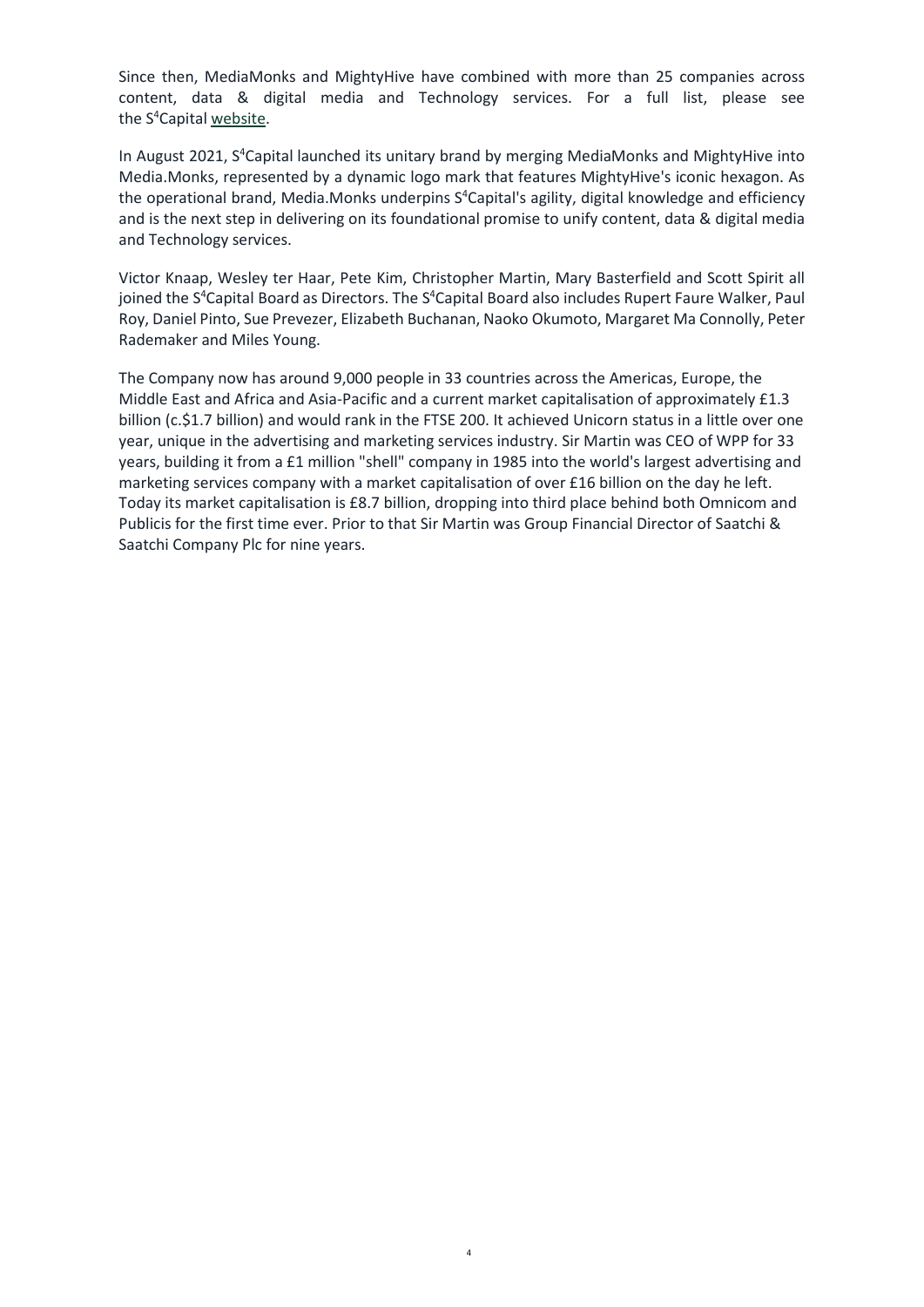Since then, MediaMonks and MightyHive have combined with more than 25 companies across content, data & digital media and Technology services. For a full list, please see the S$^4$Capital website.

In August 2021, S$^4$Capital launched its unitary brand by merging MediaMonks and MightyHive into Media.Monks, represented by a dynamic logo mark that features MightyHive's iconic hexagon. As the operational brand, Media.Monks underpins S$^4$Capital's agility, digital knowledge and efficiency and is the next step in delivering on its foundational promise to unify content, data & digital media and Technology services.

Victor Knaap, Wesley ter Haar, Pete Kim, Christopher Martin, Mary Basterfield and Scott Spirit all joined the S$^4$Capital Board as Directors. The S$^4$Capital Board also includes Rupert Faure Walker, Paul Roy, Daniel Pinto, Sue Prevezer, Elizabeth Buchanan, Naoko Okumoto, Margaret Ma Connolly, Peter Rademaker and Miles Young.

The Company now has around 9,000 people in 33 countries across the Americas, Europe, the Middle East and Africa and Asia-Pacific and a current market capitalisation of approximately £1.3 billion (c.$1.7 billion) and would rank in the FTSE 200. It achieved Unicorn status in a little over one year, unique in the advertising and marketing services industry. Sir Martin was CEO of WPP for 33 years, building it from a £1 million "shell" company in 1985 into the world's largest advertising and marketing services company with a market capitalisation of over £16 billion on the day he left. Today its market capitalisation is £8.7 billion, dropping into third place behind both Omnicom and Publicis for the first time ever. Prior to that Sir Martin was Group Financial Director of Saatchi & Saatchi Company Plc for nine years.